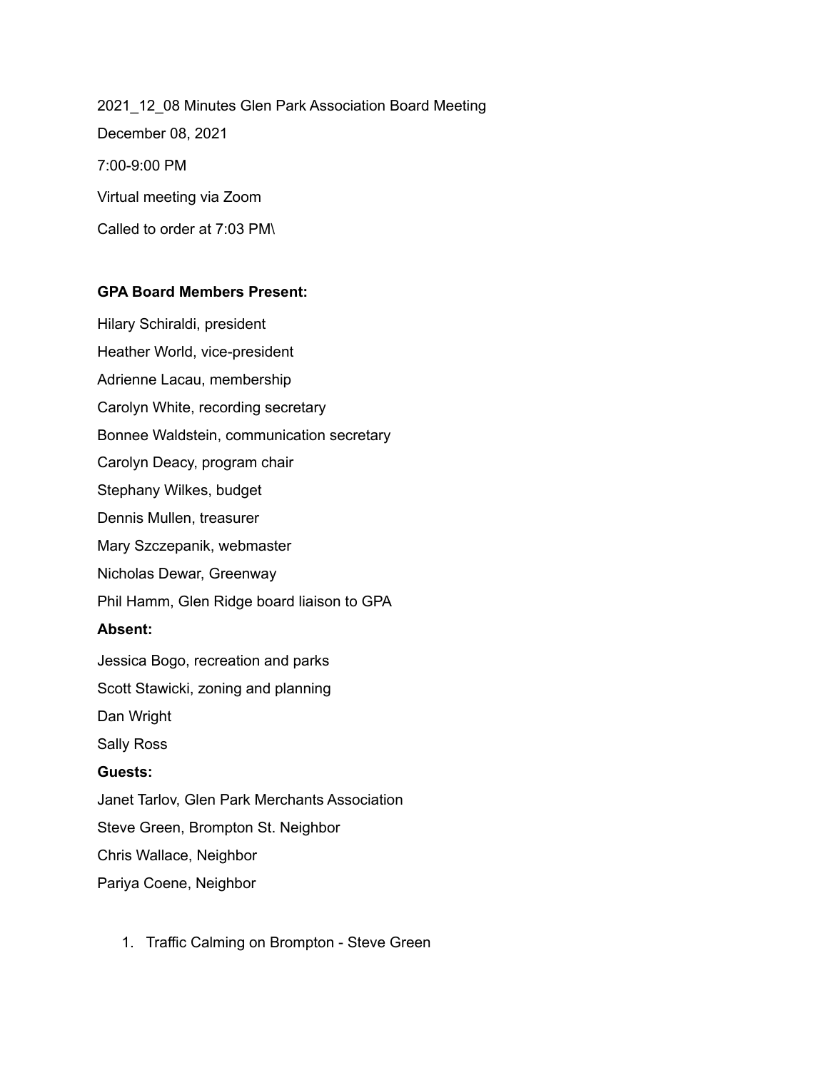2021_12_08 Minutes Glen Park Association Board Meeting

December 08, 2021

7:00-9:00 PM

Virtual meeting via Zoom

Called to order at 7:03 PM\

**GPA Board Members Present:**

Hilary Schiraldi, president

Heather World, vice-president

Adrienne Lacau, membership

Carolyn White, recording secretary

Bonnee Waldstein, communication secretary

Carolyn Deacy, program chair

Stephany Wilkes, budget

Dennis Mullen, treasurer

Mary Szczepanik, webmaster

Nicholas Dewar, Greenway

Phil Hamm, Glen Ridge board liaison to GPA

**Absent:**

Jessica Bogo, recreation and parks

Scott Stawicki, zoning and planning

Dan Wright

Sally Ross

**Guests:**

Janet Tarlov, Glen Park Merchants Association

Steve Green, Brompton St. Neighbor

Chris Wallace, Neighbor

Pariya Coene, Neighbor

1. Traffic Calming on Brompton - Steve Green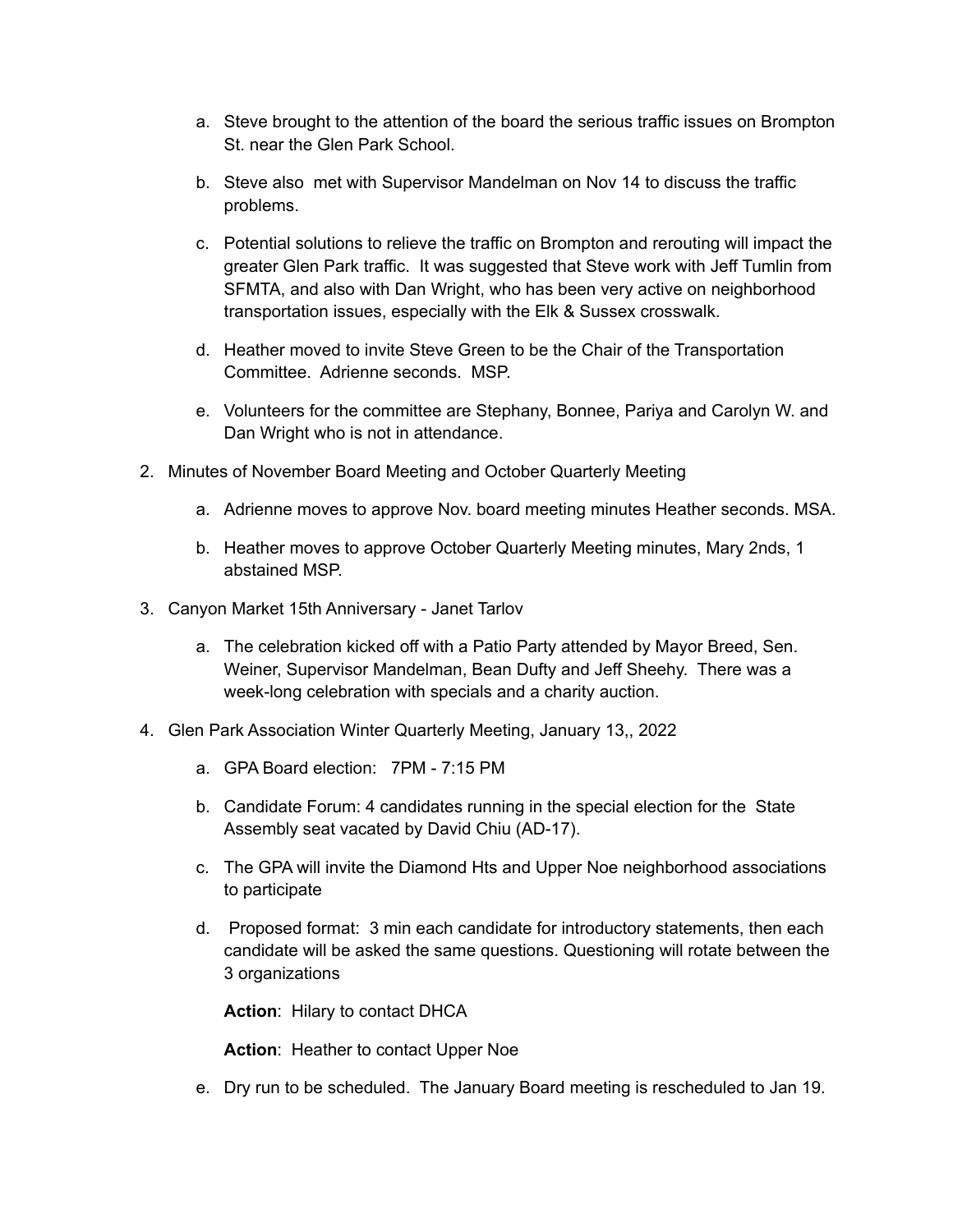a. Steve brought to the attention of the board the serious traffic issues on Brompton St. near the Glen Park School.

b. Steve also met with Supervisor Mandelman on Nov 14 to discuss the traffic problems.

c. Potential solutions to relieve the traffic on Brompton and rerouting will impact the greater Glen Park traffic. It was suggested that Steve work with Jeff Tumlin from SFMTA, and also with Dan Wright, who has been very active on neighborhood transportation issues, especially with the Elk & Sussex crosswalk.

d. Heather moved to invite Steve Green to be the Chair of the Transportation Committee. Adrienne seconds. MSP.

e. Volunteers for the committee are Stephany, Bonnee, Pariya and Carolyn W. and Dan Wright who is not in attendance.

2. Minutes of November Board Meeting and October Quarterly Meeting

   a. Adrienne moves to approve Nov. board meeting minutes Heather seconds. MSA.

   b. Heather moves to approve October Quarterly Meeting minutes, Mary 2nds, 1 abstained MSP.

3. Canyon Market 15th Anniversary - Janet Tarlov

   a. The celebration kicked off with a Patio Party attended by Mayor Breed, Sen. Weiner, Supervisor Mandelman, Bean Dufty and Jeff Sheehy. There was a week-long celebration with specials and a charity auction.

4. Glen Park Association Winter Quarterly Meeting, January 13,, 2022

   a. GPA Board election: 7PM - 7:15 PM

   b. Candidate Forum: 4 candidates running in the special election for the State Assembly seat vacated by David Chiu (AD-17).

   c. The GPA will invite the Diamond Hts and Upper Noe neighborhood associations to participate

   d. Proposed format: 3 min each candidate for introductory statements, then each candidate will be asked the same questions. Questioning will rotate between the 3 organizations

      **Action**: Hilary to contact DHCA

      **Action**: Heather to contact Upper Noe

   e. Dry run to be scheduled. The January Board meeting is rescheduled to Jan 19.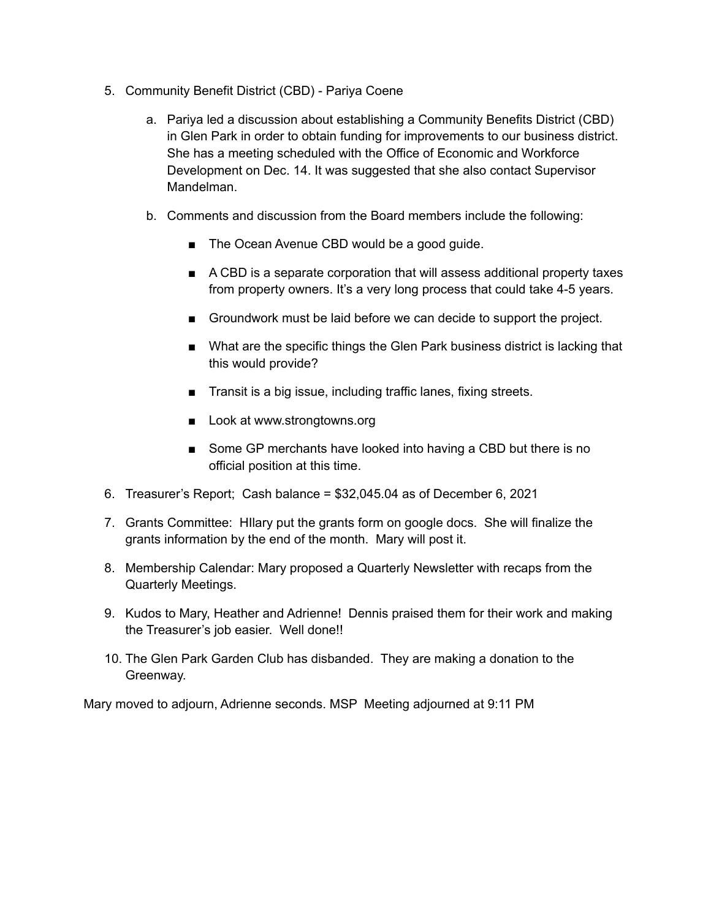5. Community Benefit District (CBD) - Pariya Coene

    a. Pariya led a discussion about establishing a Community Benefits District (CBD) in Glen Park in order to obtain funding for improvements to our business district. She has a meeting scheduled with the Office of Economic and Workforce Development on Dec. 14. It was suggested that she also contact Supervisor Mandelman.

    b. Comments and discussion from the Board members include the following:

        - The Ocean Avenue CBD would be a good guide.
        - A CBD is a separate corporation that will assess additional property taxes from property owners. It's a very long process that could take 4-5 years.
        - Groundwork must be laid before we can decide to support the project.
        - What are the specific things the Glen Park business district is lacking that this would provide?
        - Transit is a big issue, including traffic lanes, fixing streets.
        - Look at www.strongtowns.org
        - Some GP merchants have looked into having a CBD but there is no official position at this time.

6. Treasurer's Report; Cash balance = $32,045.04 as of December 6, 2021

7. Grants Committee: HIlary put the grants form on google docs. She will finalize the grants information by the end of the month. Mary will post it.

8. Membership Calendar: Mary proposed a Quarterly Newsletter with recaps from the Quarterly Meetings.

9. Kudos to Mary, Heather and Adrienne! Dennis praised them for their work and making the Treasurer's job easier. Well done!!

10. The Glen Park Garden Club has disbanded. They are making a donation to the Greenway.

Mary moved to adjourn, Adrienne seconds. MSP Meeting adjourned at 9:11 PM